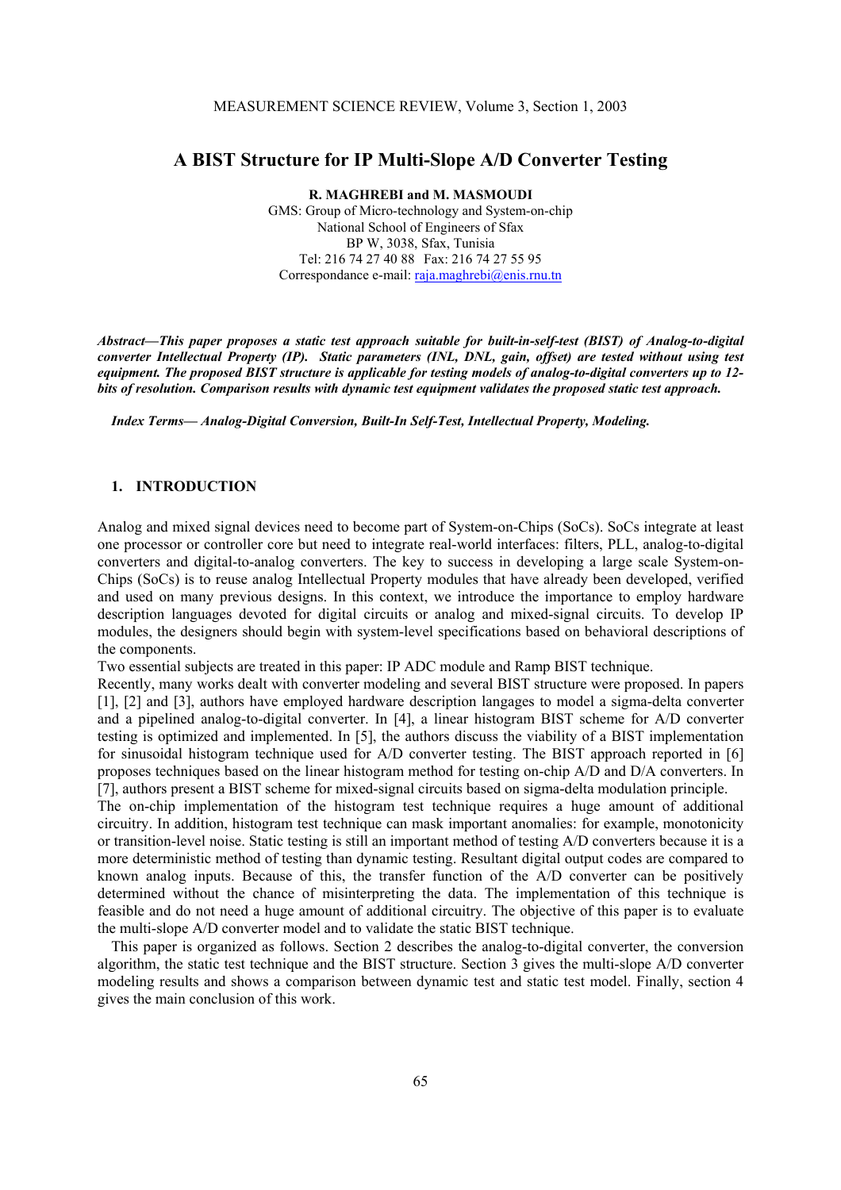# A BIST Structure for IP Multi-Slope A/D Converter Testing

**R. MAGHREBI and M. MASMOUDI**

GMS: Group of Micro-technology and System-on-chip
National School of Engineers of Sfax
BP W, 3038, Sfax, Tunisia
Tel: 216 74 27 40 88 Fax: 216 74 27 55 95
Correspondance e-mail: raja.maghrebi@enis.rnu.tn

***Abstract—This paper proposes a static test approach suitable for built-in-self-test (BIST) of Analog-to-digital converter Intellectual Property (IP). Static parameters (INL, DNL, gain, offset) are tested without using test equipment. The proposed BIST structure is applicable for testing models of analog-to-digital converters up to 12-bits of resolution. Comparison results with dynamic test equipment validates the proposed static test approach.***

***Index Terms— Analog-Digital Conversion, Built-In Self-Test, Intellectual Property, Modeling.***

## 1. INTRODUCTION

Analog and mixed signal devices need to become part of System-on-Chips (SoCs). SoCs integrate at least one processor or controller core but need to integrate real-world interfaces: filters, PLL, analog-to-digital converters and digital-to-analog converters. The key to success in developing a large scale System-on-Chips (SoCs) is to reuse analog Intellectual Property modules that have already been developed, verified and used on many previous designs. In this context, we introduce the importance to employ hardware description languages devoted for digital circuits or analog and mixed-signal circuits. To develop IP modules, the designers should begin with system-level specifications based on behavioral descriptions of the components.

Two essential subjects are treated in this paper: IP ADC module and Ramp BIST technique.

Recently, many works dealt with converter modeling and several BIST structure were proposed. In papers [1], [2] and [3], authors have employed hardware description langages to model a sigma-delta converter and a pipelined analog-to-digital converter. In [4], a linear histogram BIST scheme for A/D converter testing is optimized and implemented. In [5], the authors discuss the viability of a BIST implementation for sinusoidal histogram technique used for A/D converter testing. The BIST approach reported in [6] proposes techniques based on the linear histogram method for testing on-chip A/D and D/A converters. In [7], authors present a BIST scheme for mixed-signal circuits based on sigma-delta modulation principle.

The on-chip implementation of the histogram test technique requires a huge amount of additional circuitry. In addition, histogram test technique can mask important anomalies: for example, monotonicity or transition-level noise. Static testing is still an important method of testing A/D converters because it is a more deterministic method of testing than dynamic testing. Resultant digital output codes are compared to known analog inputs. Because of this, the transfer function of the A/D converter can be positively determined without the chance of misinterpreting the data. The implementation of this technique is feasible and do not need a huge amount of additional circuitry. The objective of this paper is to evaluate the multi-slope A/D converter model and to validate the static BIST technique.

This paper is organized as follows. Section 2 describes the analog-to-digital converter, the conversion algorithm, the static test technique and the BIST structure. Section 3 gives the multi-slope A/D converter modeling results and shows a comparison between dynamic test and static test model. Finally, section 4 gives the main conclusion of this work.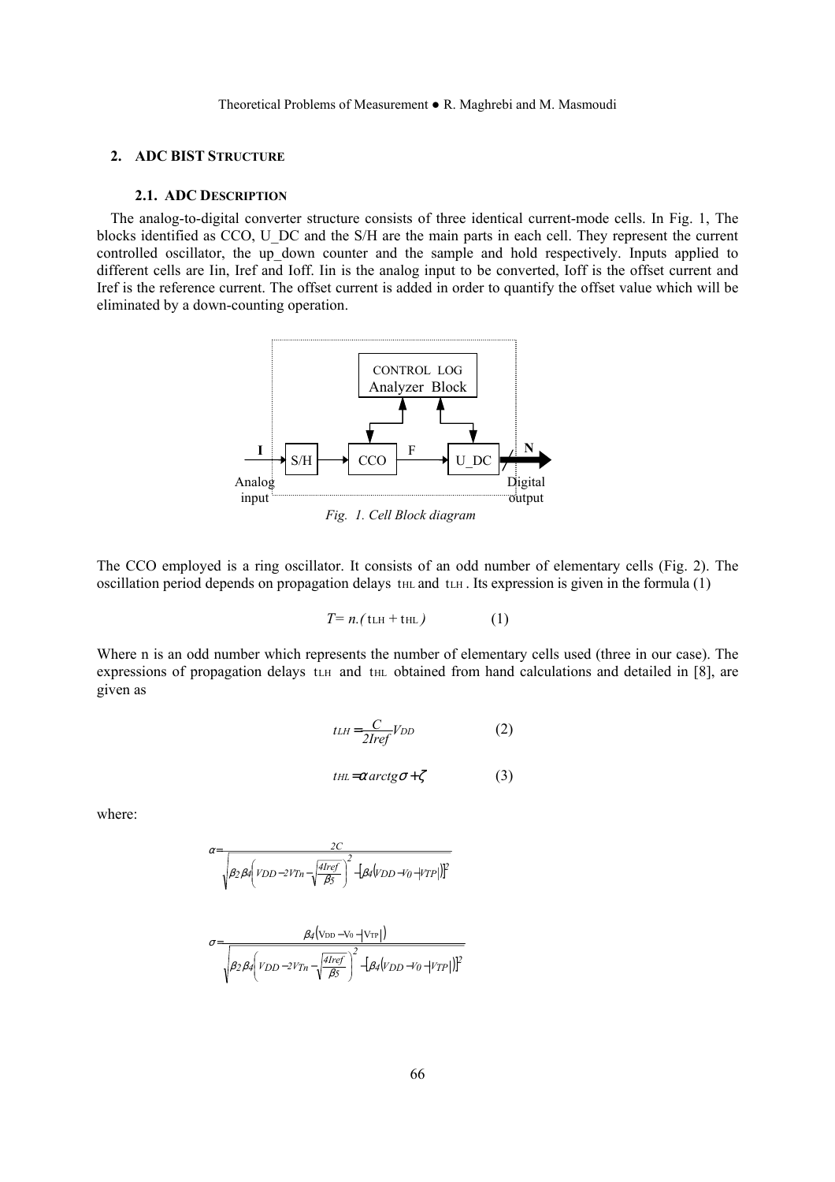## 2. ADC BIST STRUCTURE

### 2.1. ADC DESCRIPTION

The analog-to-digital converter structure consists of three identical current-mode cells. In Fig. 1, The blocks identified as CCO, U_DC and the S/H are the main parts in each cell. They represent the current controlled oscillator, the up_down counter and the sample and hold respectively. Inputs applied to different cells are Iin, Iref and Ioff. Iin is the analog input to be converted, Ioff is the offset current and Iref is the reference current. The offset current is added in order to quantify the offset value which will be eliminated by a down-counting operation.

*Fig. 1. Cell Block diagram*

The CCO employed is a ring oscillator. It consists of an odd number of elementary cells (Fig. 2). The oscillation period depends on propagation delays $t_{HL}$ and $t_{LH}$. Its expression is given in the formula (1)

$$T = n.(t_{LH} + t_{HL}) \qquad (1)$$

Where n is an odd number which represents the number of elementary cells used (three in our case). The expressions of propagation delays $t_{LH}$ and $t_{HL}$ obtained from hand calculations and detailed in [8], are given as

$$t_{LH} = \frac{C}{2Iref} V_{DD} \qquad (2)$$

$$t_{HL} = \alpha \, arctg \sigma + \zeta \qquad (3)$$

where:

$$\alpha = \frac{2C}{\sqrt{\beta_2 \beta_4 \left( V_{DD} - 2V_{Tn} - \sqrt{\frac{4Iref}{\beta_5}} \right)^2 - \left[\beta_4 \left(V_{DD} - V_0 - |V_{TP}|\right)\right]^2}}$$

$$\sigma = \frac{\beta_4 \left(V_{DD} - V_0 - |V_{TP}|\right)}{\sqrt{\beta_2 \beta_4 \left( V_{DD} - 2V_{Tn} - \sqrt{\frac{4Iref}{\beta_5}} \right)^2 - \left[\beta_4 \left(V_{DD} - V_0 - |V_{TP}|\right)\right]^2}}$$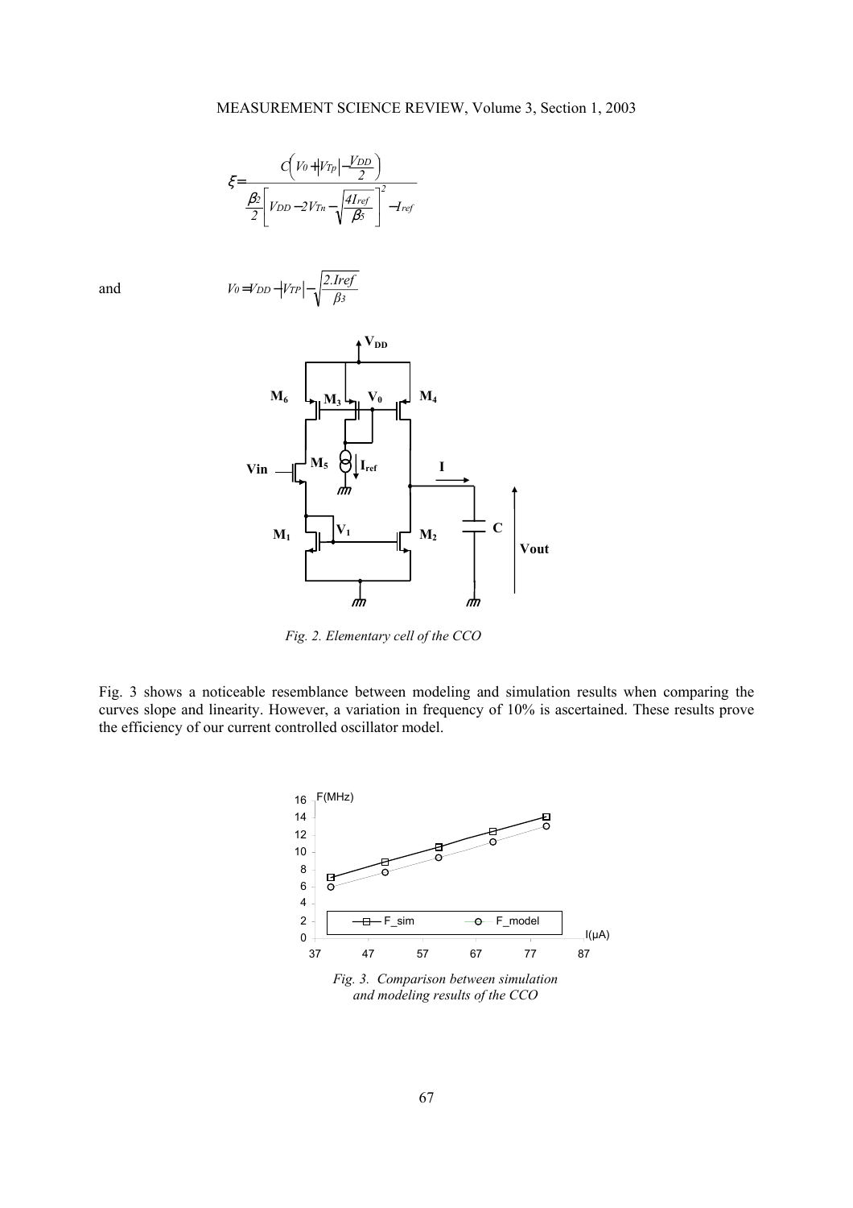$$\xi = \frac{C\left(V_0 + \left|V_{Tp}\right| - \frac{V_{DD}}{2}\right)}{\frac{\beta_2}{2}\left[V_{DD} - 2V_{Tn} - \sqrt{\frac{4I_{ref}}{\beta_5}}\right]^2 - I_{ref}}$$

and $$V_0 = V_{DD} - \left|V_{TP}\right| - \sqrt{\frac{2.Iref}{\beta_3}}$$

*Fig. 2. Elementary cell of the CCO*

Fig. 3 shows a noticeable resemblance between modeling and simulation results when comparing the curves slope and linearity. However, a variation in frequency of 10% is ascertained. These results prove the efficiency of our current controlled oscillator model.

*Fig. 3. Comparison between simulation and modeling results of the CCO*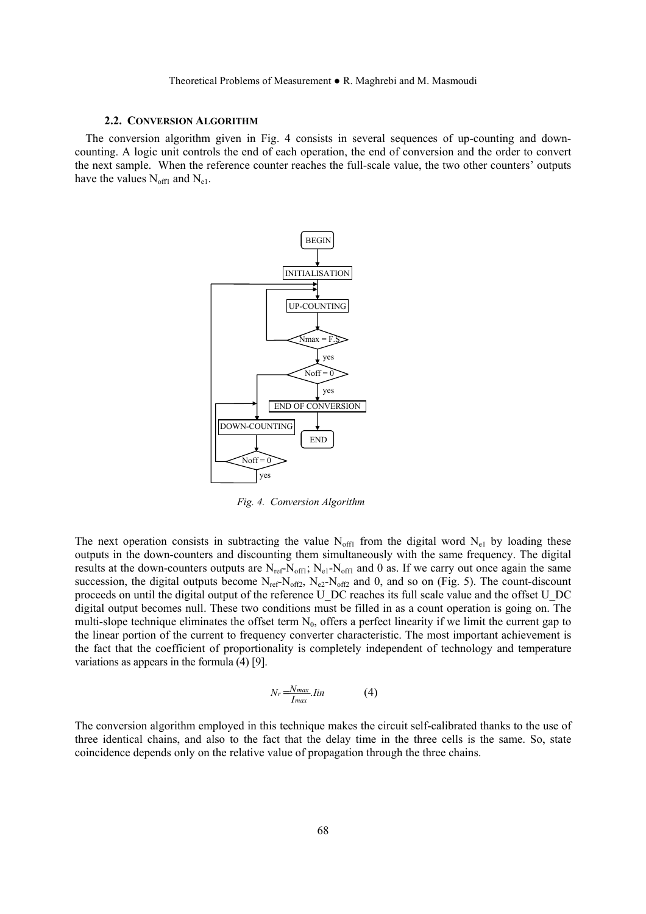### 2.2. Conversion Algorithm

The conversion algorithm given in Fig. 4 consists in several sequences of up-counting and down-counting. A logic unit controls the end of each operation, the end of conversion and the order to convert the next sample. When the reference counter reaches the full-scale value, the two other counters' outputs have the values $N_{off1}$ and $N_{e1}$.

*Fig. 4. Conversion Algorithm*

The next operation consists in subtracting the value $N_{off1}$ from the digital word $N_{e1}$ by loading these outputs in the down-counters and discounting them simultaneously with the same frequency. The digital results at the down-counters outputs are $N_{ref}$-$N_{off1}$; $N_{e1}$-$N_{off1}$ and 0 as. If we carry out once again the same succession, the digital outputs become $N_{ref}$-$N_{off2}$, $N_{e2}$-$N_{off2}$ and 0, and so on (Fig. 5). The count-discount proceeds on until the digital output of the reference U_DC reaches its full scale value and the offset U_DC digital output becomes null. These two conditions must be filled in as a count operation is going on. The multi-slope technique eliminates the offset term $N_0$, offers a perfect linearity if we limit the current gap to the linear portion of the current to frequency converter characteristic. The most important achievement is the fact that the coefficient of proportionality is completely independent of technology and temperature variations as appears in the formula (4) [9].

$$N_r = \frac{N_{max}}{I_{max}} . Iin \qquad (4)$$

The conversion algorithm employed in this technique makes the circuit self-calibrated thanks to the use of three identical chains, and also to the fact that the delay time in the three cells is the same. So, state coincidence depends only on the relative value of propagation through the three chains.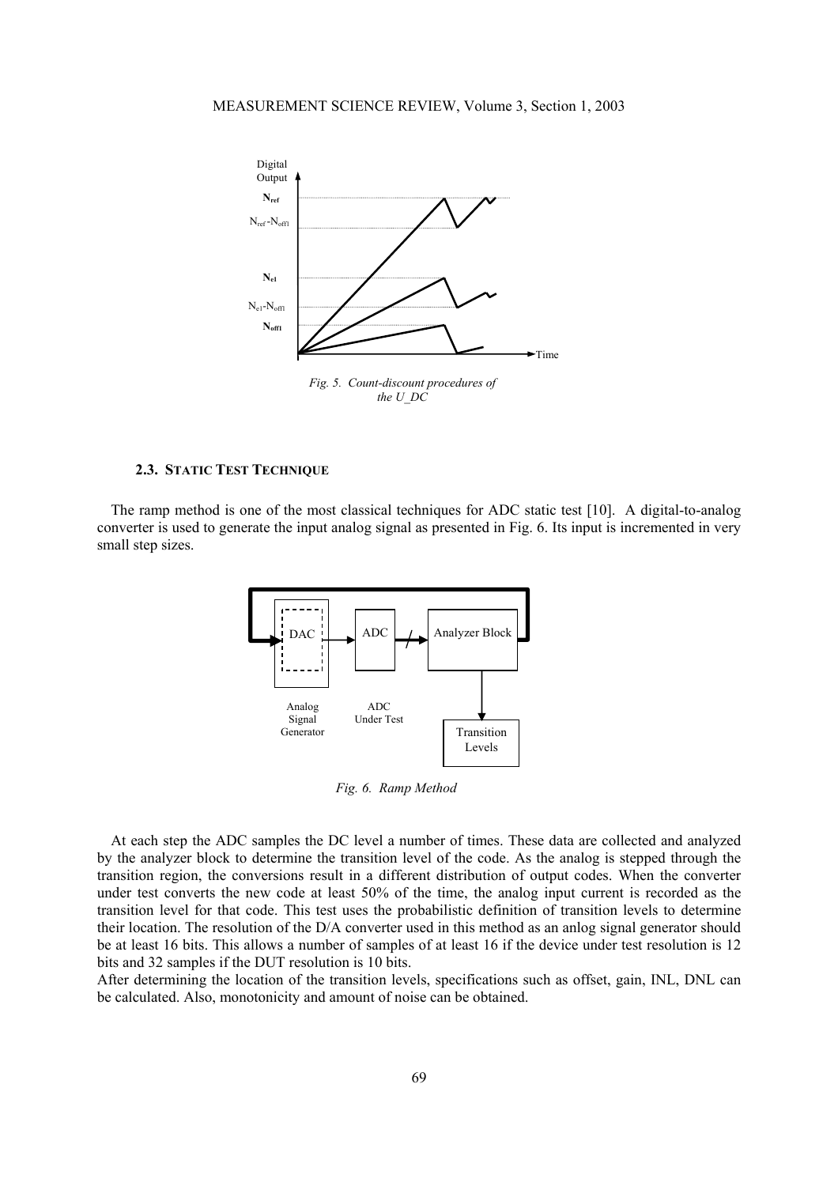*Fig. 5. Count-discount procedures of the U_DC*

### 2.3. STATIC TEST TECHNIQUE

The ramp method is one of the most classical techniques for ADC static test [10]. A digital-to-analog converter is used to generate the input analog signal as presented in Fig. 6. Its input is incremented in very small step sizes.

*Fig. 6. Ramp Method*

At each step the ADC samples the DC level a number of times. These data are collected and analyzed by the analyzer block to determine the transition level of the code. As the analog is stepped through the transition region, the conversions result in a different distribution of output codes. When the converter under test converts the new code at least 50% of the time, the analog input current is recorded as the transition level for that code. This test uses the probabilistic definition of transition levels to determine their location. The resolution of the D/A converter used in this method as an anlog signal generator should be at least 16 bits. This allows a number of samples of at least 16 if the device under test resolution is 12 bits and 32 samples if the DUT resolution is 10 bits.

After determining the location of the transition levels, specifications such as offset, gain, INL, DNL can be calculated. Also, monotonicity and amount of noise can be obtained.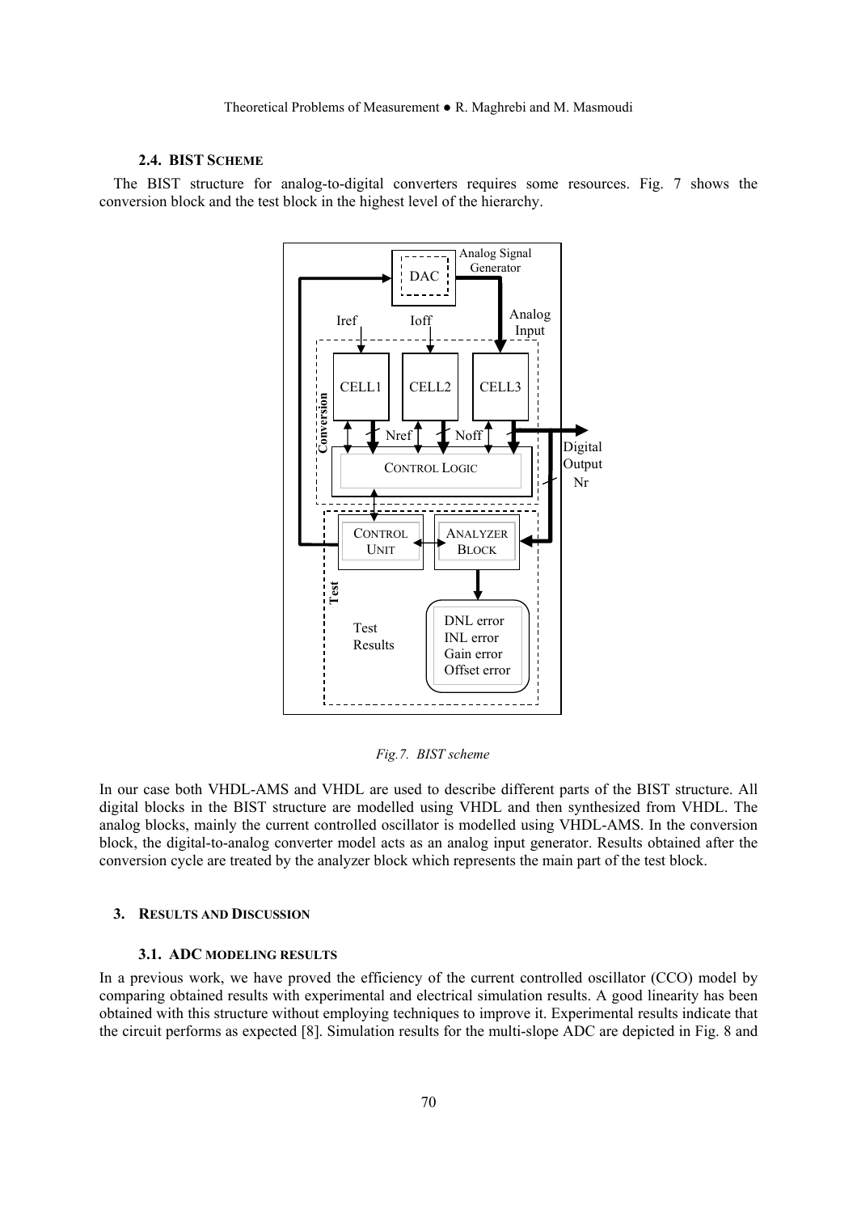### 2.4. BIST SCHEME

The BIST structure for analog-to-digital converters requires some resources. Fig. 7 shows the conversion block and the test block in the highest level of the hierarchy.

*Fig.7. BIST scheme*

In our case both VHDL-AMS and VHDL are used to describe different parts of the BIST structure. All digital blocks in the BIST structure are modelled using VHDL and then synthesized from VHDL. The analog blocks, mainly the current controlled oscillator is modelled using VHDL-AMS. In the conversion block, the digital-to-analog converter model acts as an analog input generator. Results obtained after the conversion cycle are treated by the analyzer block which represents the main part of the test block.

## 3. RESULTS AND DISCUSSION

### 3.1. ADC MODELING RESULTS

In a previous work, we have proved the efficiency of the current controlled oscillator (CCO) model by comparing obtained results with experimental and electrical simulation results. A good linearity has been obtained with this structure without employing techniques to improve it. Experimental results indicate that the circuit performs as expected [8]. Simulation results for the multi-slope ADC are depicted in Fig. 8 and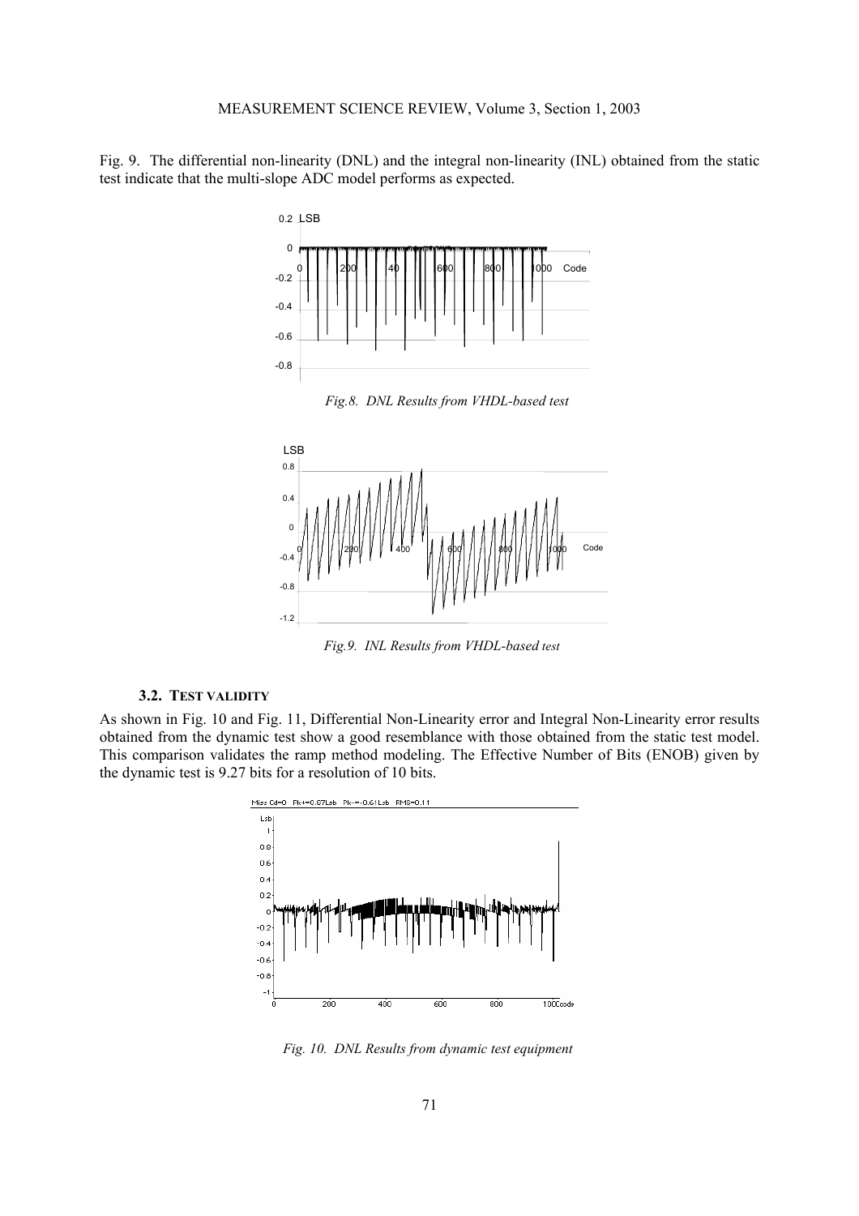Fig. 9. The differential non-linearity (DNL) and the integral non-linearity (INL) obtained from the static test indicate that the multi-slope ADC model performs as expected.

*Fig.8. DNL Results from VHDL-based test*

*Fig.9. INL Results from VHDL-based test*

### 3.2. TEST VALIDITY

As shown in Fig. 10 and Fig. 11, Differential Non-Linearity error and Integral Non-Linearity error results obtained from the dynamic test show a good resemblance with those obtained from the static test model. This comparison validates the ramp method modeling. The Effective Number of Bits (ENOB) given by the dynamic test is 9.27 bits for a resolution of 10 bits.

*Fig. 10. DNL Results from dynamic test equipment*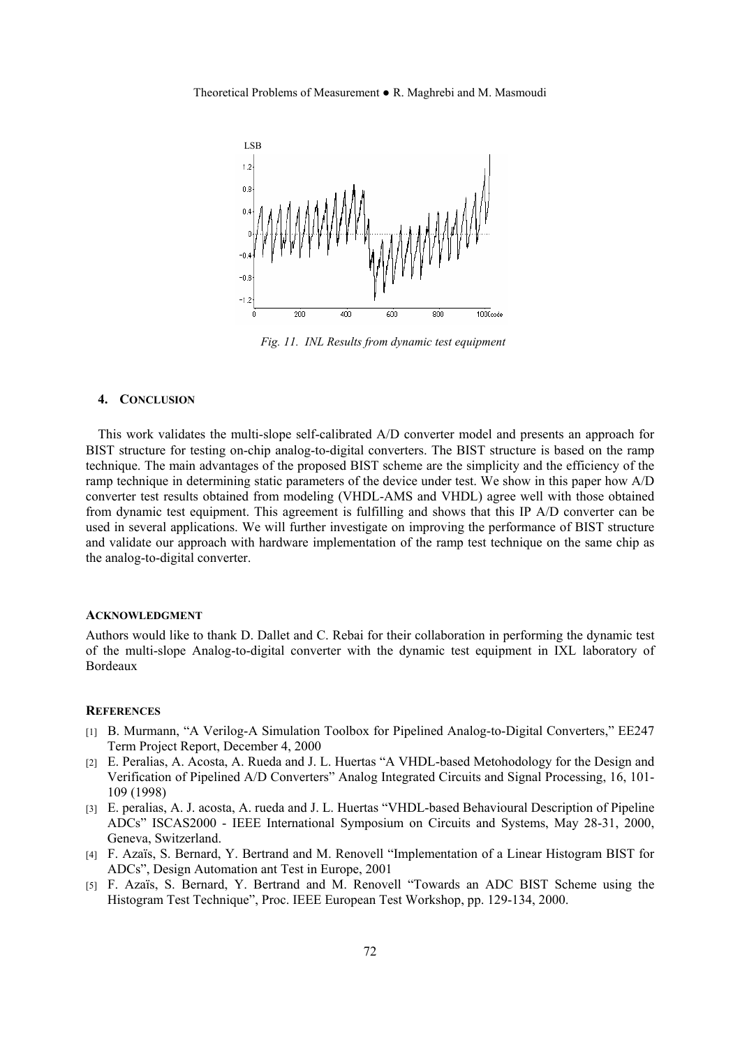Fig. 11. INL Results from dynamic test equipment

## 4. CONCLUSION

This work validates the multi-slope self-calibrated A/D converter model and presents an approach for BIST structure for testing on-chip analog-to-digital converters. The BIST structure is based on the ramp technique. The main advantages of the proposed BIST scheme are the simplicity and the efficiency of the ramp technique in determining static parameters of the device under test. We show in this paper how A/D converter test results obtained from modeling (VHDL-AMS and VHDL) agree well with those obtained from dynamic test equipment. This agreement is fulfilling and shows that this IP A/D converter can be used in several applications. We will further investigate on improving the performance of BIST structure and validate our approach with hardware implementation of the ramp test technique on the same chip as the analog-to-digital converter.

## ACKNOWLEDGMENT

Authors would like to thank D. Dallet and C. Rebai for their collaboration in performing the dynamic test of the multi-slope Analog-to-digital converter with the dynamic test equipment in IXL laboratory of Bordeaux

## REFERENCES

[1] B. Murmann, "A Verilog-A Simulation Toolbox for Pipelined Analog-to-Digital Converters," EE247 Term Project Report, December 4, 2000

[2] E. Peralias, A. Acosta, A. Rueda and J. L. Huertas "A VHDL-based Metohodology for the Design and Verification of Pipelined A/D Converters" Analog Integrated Circuits and Signal Processing, 16, 101-109 (1998)

[3] E. peralias, A. J. acosta, A. rueda and J. L. Huertas "VHDL-based Behavioural Description of Pipeline ADCs" ISCAS2000 - IEEE International Symposium on Circuits and Systems, May 28-31, 2000, Geneva, Switzerland.

[4] F. Azaïs, S. Bernard, Y. Bertrand and M. Renovell "Implementation of a Linear Histogram BIST for ADCs", Design Automation ant Test in Europe, 2001

[5] F. Azaïs, S. Bernard, Y. Bertrand and M. Renovell "Towards an ADC BIST Scheme using the Histogram Test Technique", Proc. IEEE European Test Workshop, pp. 129-134, 2000.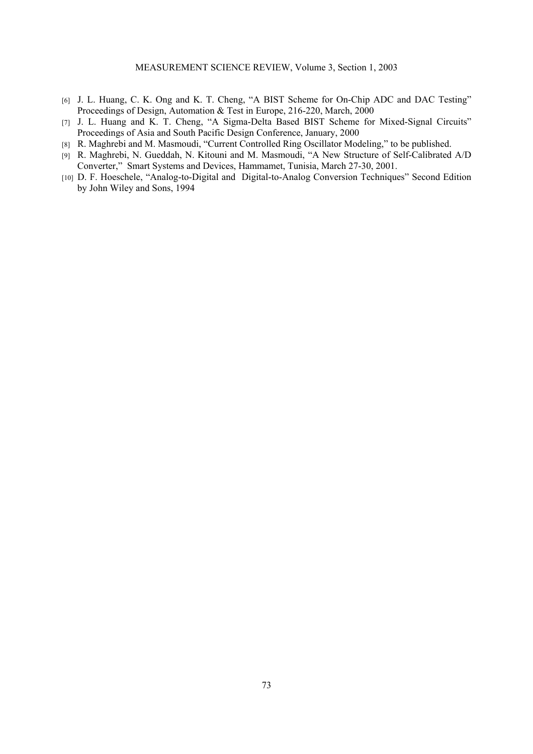[6] J. L. Huang, C. K. Ong and K. T. Cheng, "A BIST Scheme for On-Chip ADC and DAC Testing" Proceedings of Design, Automation & Test in Europe, 216-220, March, 2000

[7] J. L. Huang and K. T. Cheng, "A Sigma-Delta Based BIST Scheme for Mixed-Signal Circuits" Proceedings of Asia and South Pacific Design Conference, January, 2000

[8] R. Maghrebi and M. Masmoudi, "Current Controlled Ring Oscillator Modeling," to be published.

[9] R. Maghrebi, N. Gueddah, N. Kitouni and M. Masmoudi, "A New Structure of Self-Calibrated A/D Converter," Smart Systems and Devices, Hammamet, Tunisia, March 27-30, 2001.

[10] D. F. Hoeschele, "Analog-to-Digital and Digital-to-Analog Conversion Techniques" Second Edition by John Wiley and Sons, 1994